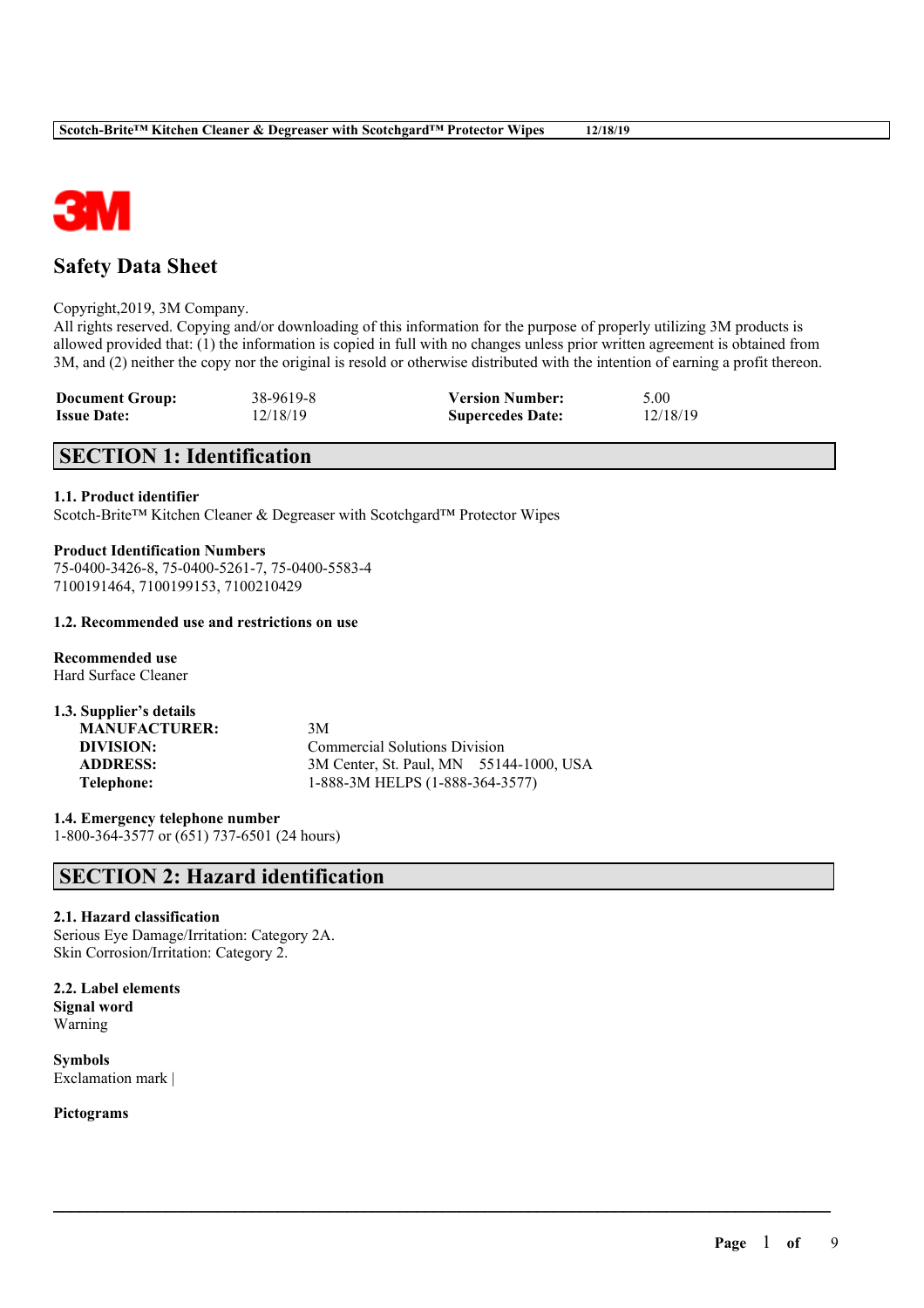# Safety Data Sheet

Copyright,2019, 3M Company.
All rights reserved. Copying and/or downloading of this information for the purpose of properly utilizing 3M products is allowed provided that: (1) the information is copied in full with no changes unless prior written agreement is obtained from 3M, and (2) neither the copy nor the original is resold or otherwise distributed with the intention of earning a profit thereon.

| | | | |
|---|---|---|---|
| **Document Group:** | 38-9619-8 | **Version Number:** | 5.00 |
| **Issue Date:** | 12/18/19 | **Supercedes Date:** | 12/18/19 |

## SECTION 1: Identification

### 1.1. Product identifier

Scotch-Brite™ Kitchen Cleaner & Degreaser with Scotchgard™ Protector Wipes

**Product Identification Numbers**
75-0400-3426-8, 75-0400-5261-7, 75-0400-5583-4
7100191464, 7100199153, 7100210429

### 1.2. Recommended use and restrictions on use

**Recommended use**
Hard Surface Cleaner

### 1.3. Supplier's details

| | |
|---|---|
| **MANUFACTURER:** | 3M |
| **DIVISION:** | Commercial Solutions Division |
| **ADDRESS:** | 3M Center, St. Paul, MN 55144-1000, USA |
| **Telephone:** | 1-888-3M HELPS (1-888-364-3577) |

### 1.4. Emergency telephone number

1-800-364-3577 or (651) 737-6501 (24 hours)

## SECTION 2: Hazard identification

### 2.1. Hazard classification

Serious Eye Damage/Irritation: Category 2A.
Skin Corrosion/Irritation: Category 2.

### 2.2. Label elements

**Signal word**
Warning

**Symbols**
Exclamation mark |

**Pictograms**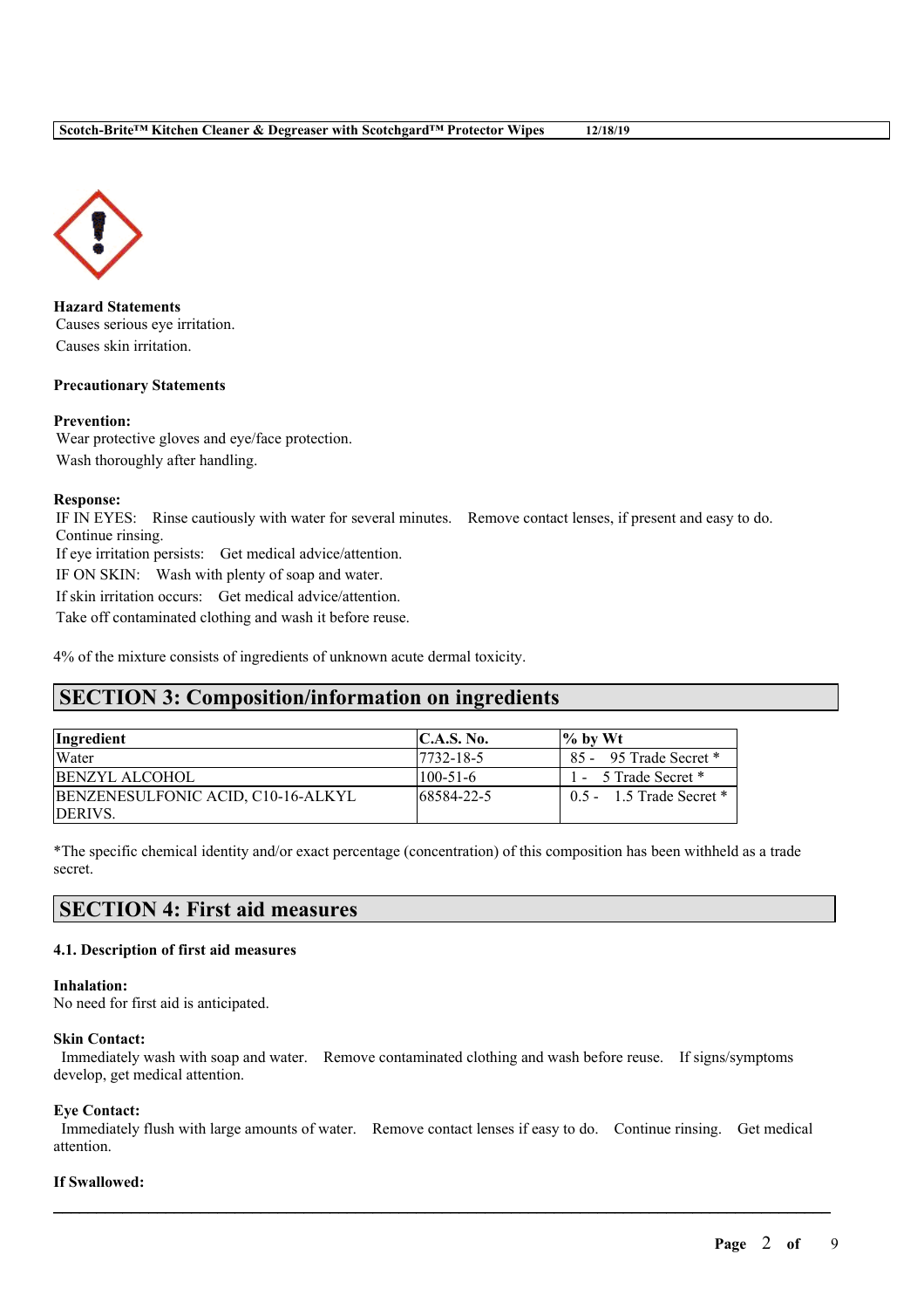**Hazard Statements**

Causes serious eye irritation.

Causes skin irritation.

**Precautionary Statements**

**Prevention:**

Wear protective gloves and eye/face protection.

Wash thoroughly after handling.

**Response:**

IF IN EYES: Rinse cautiously with water for several minutes. Remove contact lenses, if present and easy to do. Continue rinsing.

If eye irritation persists: Get medical advice/attention.

IF ON SKIN: Wash with plenty of soap and water.

If skin irritation occurs: Get medical advice/attention.

Take off contaminated clothing and wash it before reuse.

4% of the mixture consists of ingredients of unknown acute dermal toxicity.

## SECTION 3: Composition/information on ingredients

| Ingredient | C.A.S. No. | % by Wt |
|---|---|---|
| Water | 7732-18-5 | 85 - 95 Trade Secret * |
| BENZYL ALCOHOL | 100-51-6 | 1 - 5 Trade Secret * |
| BENZENESULFONIC ACID, C10-16-ALKYL DERIVS. | 68584-22-5 | 0.5 - 1.5 Trade Secret * |

*The specific chemical identity and/or exact percentage (concentration) of this composition has been withheld as a trade secret.

## SECTION 4: First aid measures

### 4.1. Description of first aid measures

**Inhalation:**

No need for first aid is anticipated.

**Skin Contact:**

Immediately wash with soap and water. Remove contaminated clothing and wash before reuse. If signs/symptoms develop, get medical attention.

**Eye Contact:**

Immediately flush with large amounts of water. Remove contact lenses if easy to do. Continue rinsing. Get medical attention.

**If Swallowed:**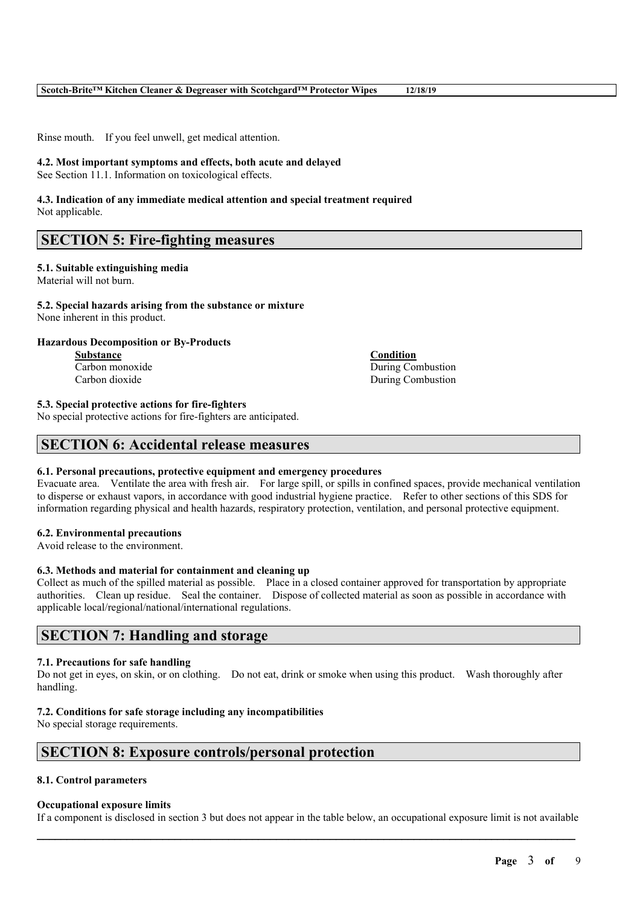Rinse mouth. If you feel unwell, get medical attention.

**4.2. Most important symptoms and effects, both acute and delayed**
See Section 11.1. Information on toxicological effects.

**4.3. Indication of any immediate medical attention and special treatment required**
Not applicable.

## SECTION 5: Fire-fighting measures

**5.1. Suitable extinguishing media**
Material will not burn.

**5.2. Special hazards arising from the substance or mixture**
None inherent in this product.

**Hazardous Decomposition or By-Products**

| Substance | Condition |
|---|---|
| Carbon monoxide | During Combustion |
| Carbon dioxide | During Combustion |

**5.3. Special protective actions for fire-fighters**
No special protective actions for fire-fighters are anticipated.

## SECTION 6: Accidental release measures

**6.1. Personal precautions, protective equipment and emergency procedures**
Evacuate area. Ventilate the area with fresh air. For large spill, or spills in confined spaces, provide mechanical ventilation to disperse or exhaust vapors, in accordance with good industrial hygiene practice. Refer to other sections of this SDS for information regarding physical and health hazards, respiratory protection, ventilation, and personal protective equipment.

**6.2. Environmental precautions**
Avoid release to the environment.

**6.3. Methods and material for containment and cleaning up**
Collect as much of the spilled material as possible. Place in a closed container approved for transportation by appropriate authorities. Clean up residue. Seal the container. Dispose of collected material as soon as possible in accordance with applicable local/regional/national/international regulations.

## SECTION 7: Handling and storage

**7.1. Precautions for safe handling**
Do not get in eyes, on skin, or on clothing. Do not eat, drink or smoke when using this product. Wash thoroughly after handling.

**7.2. Conditions for safe storage including any incompatibilities**
No special storage requirements.

## SECTION 8: Exposure controls/personal protection

**8.1. Control parameters**

**Occupational exposure limits**
If a component is disclosed in section 3 but does not appear in the table below, an occupational exposure limit is not available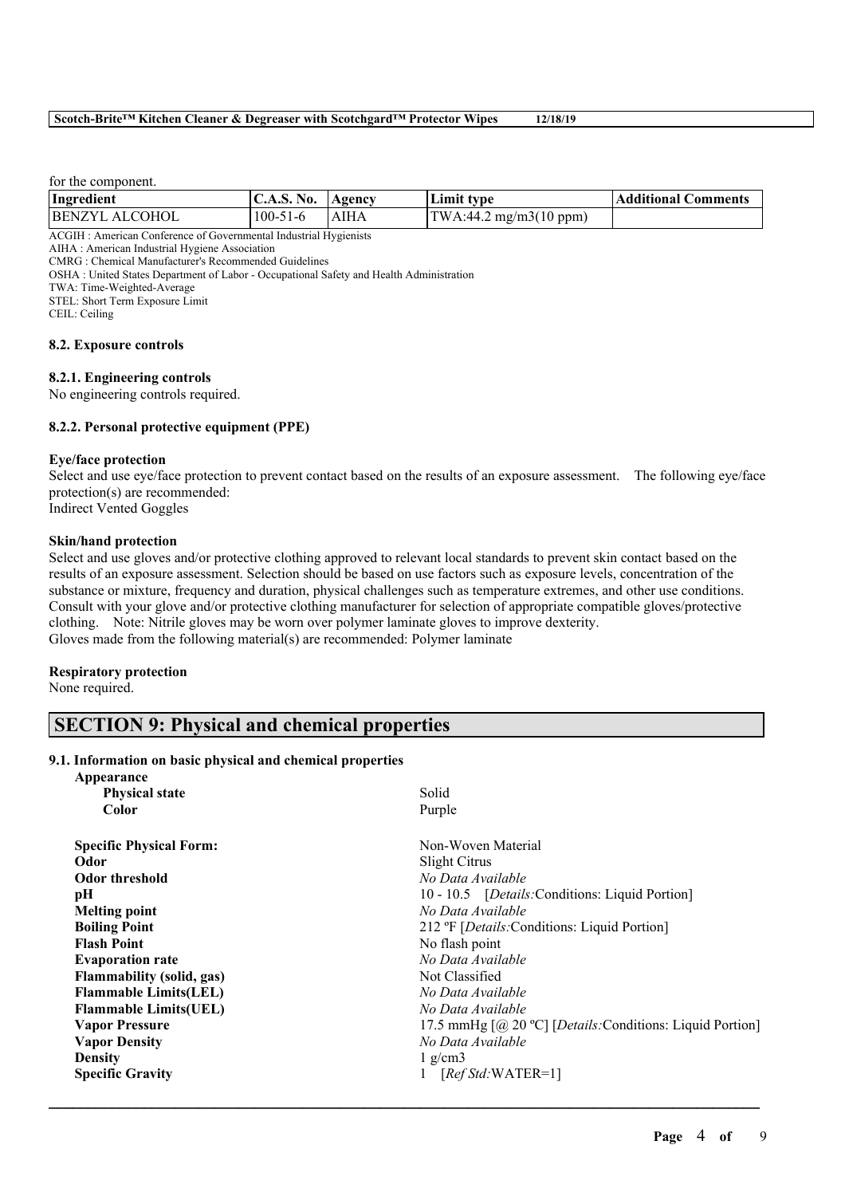for the component.

| Ingredient | C.A.S. No. | Agency | Limit type | Additional Comments |
|---|---|---|---|---|
| BENZYL ALCOHOL | 100-51-6 | AIHA | TWA:44.2 mg/m3(10 ppm) | |

ACGIH : American Conference of Governmental Industrial Hygienists
AIHA : American Industrial Hygiene Association
CMRG : Chemical Manufacturer's Recommended Guidelines
OSHA : United States Department of Labor - Occupational Safety and Health Administration
TWA: Time-Weighted-Average
STEL: Short Term Exposure Limit
CEIL: Ceiling

### 8.2. Exposure controls

#### 8.2.1. Engineering controls

No engineering controls required.

#### 8.2.2. Personal protective equipment (PPE)

**Eye/face protection**

Select and use eye/face protection to prevent contact based on the results of an exposure assessment. The following eye/face protection(s) are recommended:
Indirect Vented Goggles

**Skin/hand protection**

Select and use gloves and/or protective clothing approved to relevant local standards to prevent skin contact based on the results of an exposure assessment. Selection should be based on use factors such as exposure levels, concentration of the substance or mixture, frequency and duration, physical challenges such as temperature extremes, and other use conditions. Consult with your glove and/or protective clothing manufacturer for selection of appropriate compatible gloves/protective clothing. Note: Nitrile gloves may be worn over polymer laminate gloves to improve dexterity.
Gloves made from the following material(s) are recommended: Polymer laminate

**Respiratory protection**

None required.

## SECTION 9: Physical and chemical properties

### 9.1. Information on basic physical and chemical properties

**Appearance**

| | |
|---|---|
| **Physical state** | Solid |
| **Color** | Purple |
| **Specific Physical Form:** | Non-Woven Material |
| **Odor** | Slight Citrus |
| **Odor threshold** | *No Data Available* |
| **pH** | 10 - 10.5 [*Details:*Conditions: Liquid Portion] |
| **Melting point** | *No Data Available* |
| **Boiling Point** | 212 ºF [*Details:*Conditions: Liquid Portion] |
| **Flash Point** | No flash point |
| **Evaporation rate** | *No Data Available* |
| **Flammability (solid, gas)** | Not Classified |
| **Flammable Limits(LEL)** | *No Data Available* |
| **Flammable Limits(UEL)** | *No Data Available* |
| **Vapor Pressure** | 17.5 mmHg [@ 20 ºC] [*Details:*Conditions: Liquid Portion] |
| **Vapor Density** | *No Data Available* |
| **Density** | 1 g/cm3 |
| **Specific Gravity** | 1 [*Ref Std:*WATER=1] |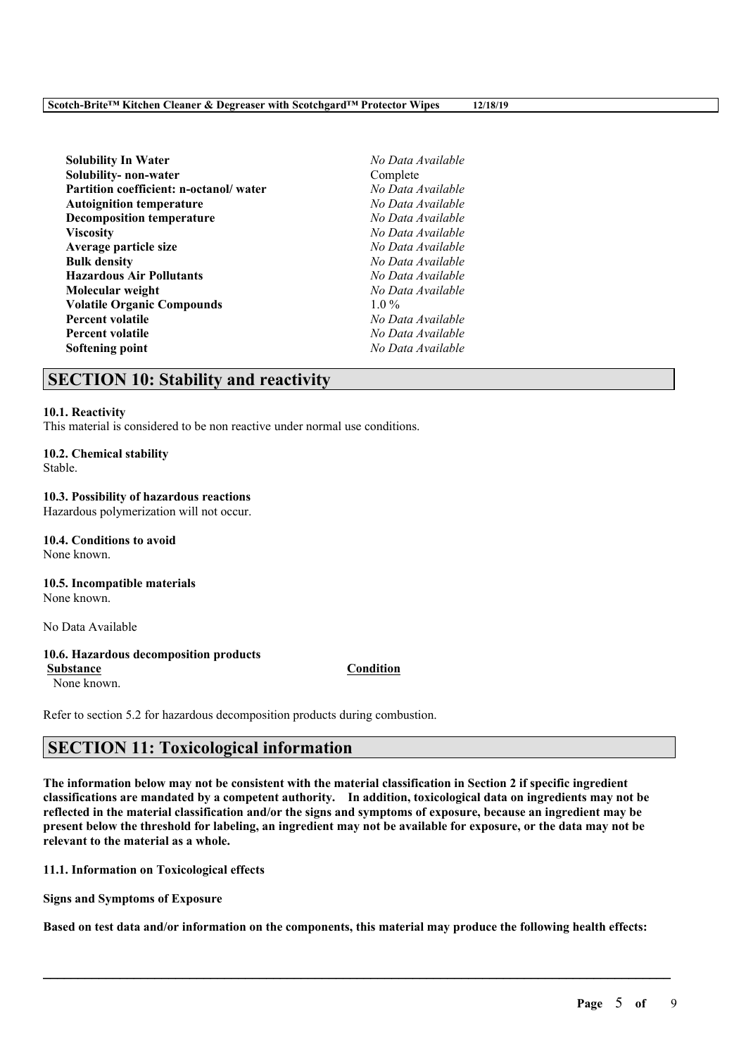| Property | Value |
|---|---|
| **Solubility In Water** | *No Data Available* |
| **Solubility- non-water** | Complete |
| **Partition coefficient: n-octanol/ water** | *No Data Available* |
| **Autoignition temperature** | *No Data Available* |
| **Decomposition temperature** | *No Data Available* |
| **Viscosity** | *No Data Available* |
| **Average particle size** | *No Data Available* |
| **Bulk density** | *No Data Available* |
| **Hazardous Air Pollutants** | *No Data Available* |
| **Molecular weight** | *No Data Available* |
| **Volatile Organic Compounds** | 1.0 % |
| **Percent volatile** | *No Data Available* |
| **Percent volatile** | *No Data Available* |
| **Softening point** | *No Data Available* |

## SECTION 10: Stability and reactivity

**10.1. Reactivity**
This material is considered to be non reactive under normal use conditions.

**10.2. Chemical stability**
Stable.

**10.3. Possibility of hazardous reactions**
Hazardous polymerization will not occur.

**10.4. Conditions to avoid**
None known.

**10.5. Incompatible materials**
None known.

No Data Available

**10.6. Hazardous decomposition products**

| Substance | Condition |
|---|---|
| None known. | |

Refer to section 5.2 for hazardous decomposition products during combustion.

## SECTION 11: Toxicological information

**The information below may not be consistent with the material classification in Section 2 if specific ingredient classifications are mandated by a competent authority. In addition, toxicological data on ingredients may not be reflected in the material classification and/or the signs and symptoms of exposure, because an ingredient may be present below the threshold for labeling, an ingredient may not be available for exposure, or the data may not be relevant to the material as a whole.**

**11.1. Information on Toxicological effects**

**Signs and Symptoms of Exposure**

**Based on test data and/or information on the components, this material may produce the following health effects:**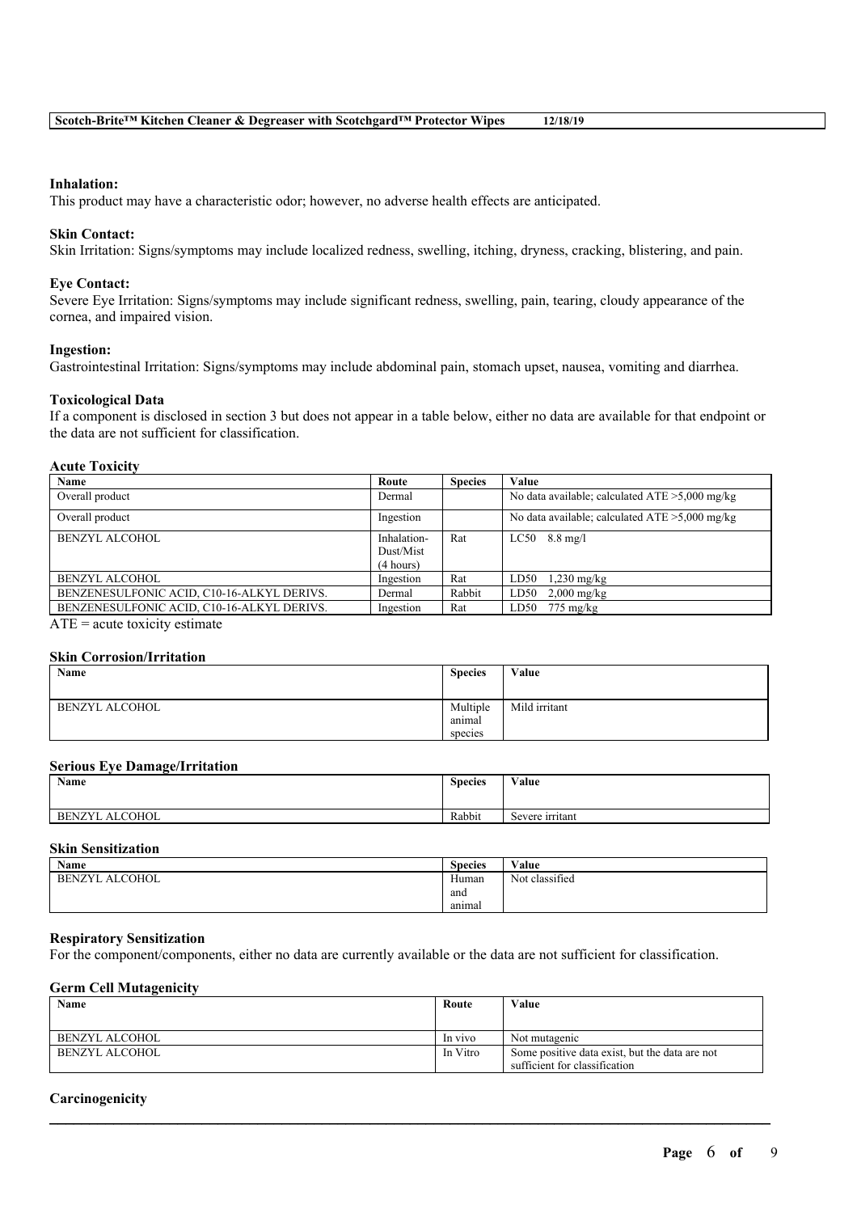#### Inhalation:

This product may have a characteristic odor; however, no adverse health effects are anticipated.

#### Skin Contact:

Skin Irritation: Signs/symptoms may include localized redness, swelling, itching, dryness, cracking, blistering, and pain.

#### Eye Contact:

Severe Eye Irritation: Signs/symptoms may include significant redness, swelling, pain, tearing, cloudy appearance of the cornea, and impaired vision.

#### Ingestion:

Gastrointestinal Irritation: Signs/symptoms may include abdominal pain, stomach upset, nausea, vomiting and diarrhea.

### Toxicological Data

If a component is disclosed in section 3 but does not appear in a table below, either no data are available for that endpoint or the data are not sufficient for classification.

#### Acute Toxicity

| Name | Route | Species | Value |
|---|---|---|---|
| Overall product | Dermal | | No data available; calculated ATE >5,000 mg/kg |
| Overall product | Ingestion | | No data available; calculated ATE >5,000 mg/kg |
| BENZYL ALCOHOL | Inhalation-Dust/Mist (4 hours) | Rat | LC50 8.8 mg/l |
| BENZYL ALCOHOL | Ingestion | Rat | LD50 1,230 mg/kg |
| BENZENESULFONIC ACID, C10-16-ALKYL DERIVS. | Dermal | Rabbit | LD50 2,000 mg/kg |
| BENZENESULFONIC ACID, C10-16-ALKYL DERIVS. | Ingestion | Rat | LD50 775 mg/kg |

ATE = acute toxicity estimate

#### Skin Corrosion/Irritation

| Name | Species | Value |
|---|---|---|
| BENZYL ALCOHOL | Multiple animal species | Mild irritant |

#### Serious Eye Damage/Irritation

| Name | Species | Value |
|---|---|---|
| BENZYL ALCOHOL | Rabbit | Severe irritant |

#### Skin Sensitization

| Name | Species | Value |
|---|---|---|
| BENZYL ALCOHOL | Human and animal | Not classified |

#### Respiratory Sensitization

For the component/components, either no data are currently available or the data are not sufficient for classification.

#### Germ Cell Mutagenicity

| Name | Route | Value |
|---|---|---|
| BENZYL ALCOHOL | In vivo | Not mutagenic |
| BENZYL ALCOHOL | In Vitro | Some positive data exist, but the data are not sufficient for classification |

#### Carcinogenicity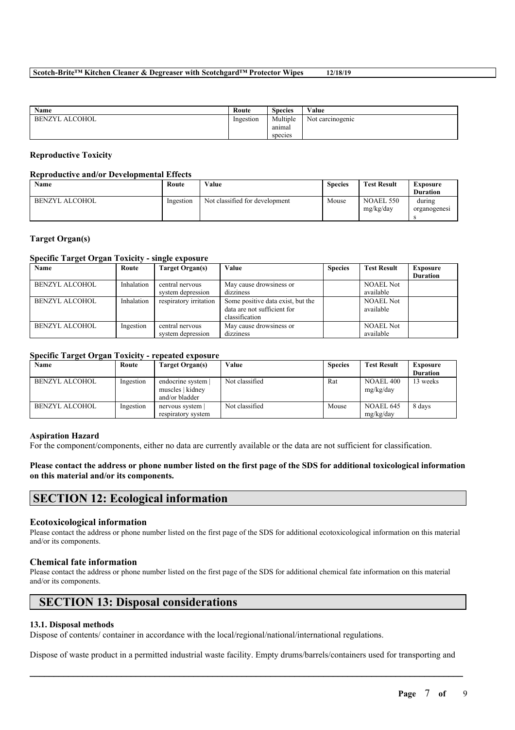| Name | Route | Species | Value |
| --- | --- | --- | --- |
| BENZYL ALCOHOL | Ingestion | Multiple animal species | Not carcinogenic |

### Reproductive Toxicity

#### Reproductive and/or Developmental Effects

| Name | Route | Value | Species | Test Result | Exposure Duration |
| --- | --- | --- | --- | --- | --- |
| BENZYL ALCOHOL | Ingestion | Not classified for development | Mouse | NOAEL 550 mg/kg/day | during organogenesis |

### Target Organ(s)

#### Specific Target Organ Toxicity - single exposure

| Name | Route | Target Organ(s) | Value | Species | Test Result | Exposure Duration |
| --- | --- | --- | --- | --- | --- | --- |
| BENZYL ALCOHOL | Inhalation | central nervous system depression | May cause drowsiness or dizziness | | NOAEL Not available | |
| BENZYL ALCOHOL | Inhalation | respiratory irritation | Some positive data exist, but the data are not sufficient for classification | | NOAEL Not available | |
| BENZYL ALCOHOL | Ingestion | central nervous system depression | May cause drowsiness or dizziness | | NOAEL Not available | |

#### Specific Target Organ Toxicity - repeated exposure

| Name | Route | Target Organ(s) | Value | Species | Test Result | Exposure Duration |
| --- | --- | --- | --- | --- | --- | --- |
| BENZYL ALCOHOL | Ingestion | endocrine system \| muscles \| kidney and/or bladder | Not classified | Rat | NOAEL 400 mg/kg/day | 13 weeks |
| BENZYL ALCOHOL | Ingestion | nervous system \| respiratory system | Not classified | Mouse | NOAEL 645 mg/kg/day | 8 days |

### Aspiration Hazard

For the component/components, either no data are currently available or the data are not sufficient for classification.

**Please contact the address or phone number listed on the first page of the SDS for additional toxicological information on this material and/or its components.**

## SECTION 12: Ecological information

### Ecotoxicological information

Please contact the address or phone number listed on the first page of the SDS for additional ecotoxicological information on this material and/or its components.

### Chemical fate information

Please contact the address or phone number listed on the first page of the SDS for additional chemical fate information on this material and/or its components.

## SECTION 13: Disposal considerations

#### 13.1. Disposal methods

Dispose of contents/ container in accordance with the local/regional/national/international regulations.

Dispose of waste product in a permitted industrial waste facility. Empty drums/barrels/containers used for transporting and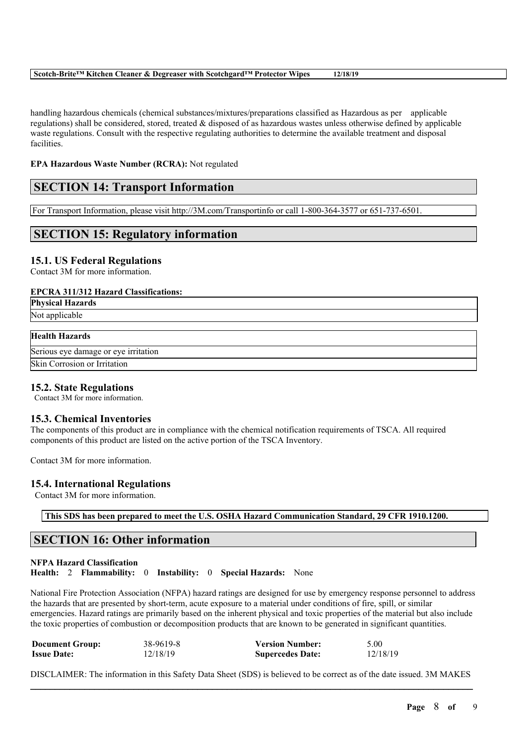handling hazardous chemicals (chemical substances/mixtures/preparations classified as Hazardous as per applicable regulations) shall be considered, stored, treated & disposed of as hazardous wastes unless otherwise defined by applicable waste regulations. Consult with the respective regulating authorities to determine the available treatment and disposal facilities.

**EPA Hazardous Waste Number (RCRA):** Not regulated

## SECTION 14: Transport Information

For Transport Information, please visit http://3M.com/Transportinfo or call 1-800-364-3577 or 651-737-6501.

## SECTION 15: Regulatory information

### 15.1. US Federal Regulations

Contact 3M for more information.

**EPCRA 311/312 Hazard Classifications:**

| Physical Hazards |
|---|
| Not applicable |

| Health Hazards |
|---|
| Serious eye damage or eye irritation |
| Skin Corrosion or Irritation |

### 15.2. State Regulations

Contact 3M for more information.

### 15.3. Chemical Inventories

The components of this product are in compliance with the chemical notification requirements of TSCA. All required components of this product are listed on the active portion of the TSCA Inventory.

Contact 3M for more information.

### 15.4. International Regulations

Contact 3M for more information.

**This SDS has been prepared to meet the U.S. OSHA Hazard Communication Standard, 29 CFR 1910.1200.**

## SECTION 16: Other information

**NFPA Hazard Classification**
**Health:** 2 **Flammability:** 0 **Instability:** 0 **Special Hazards:** None

National Fire Protection Association (NFPA) hazard ratings are designed for use by emergency response personnel to address the hazards that are presented by short-term, acute exposure to a material under conditions of fire, spill, or similar emergencies. Hazard ratings are primarily based on the inherent physical and toxic properties of the material but also include the toxic properties of combustion or decomposition products that are known to be generated in significant quantities.

| | | | |
|---|---|---|---|
| **Document Group:** | 38-9619-8 | **Version Number:** | 5.00 |
| **Issue Date:** | 12/18/19 | **Supercedes Date:** | 12/18/19 |

DISCLAIMER: The information in this Safety Data Sheet (SDS) is believed to be correct as of the date issued. 3M MAKES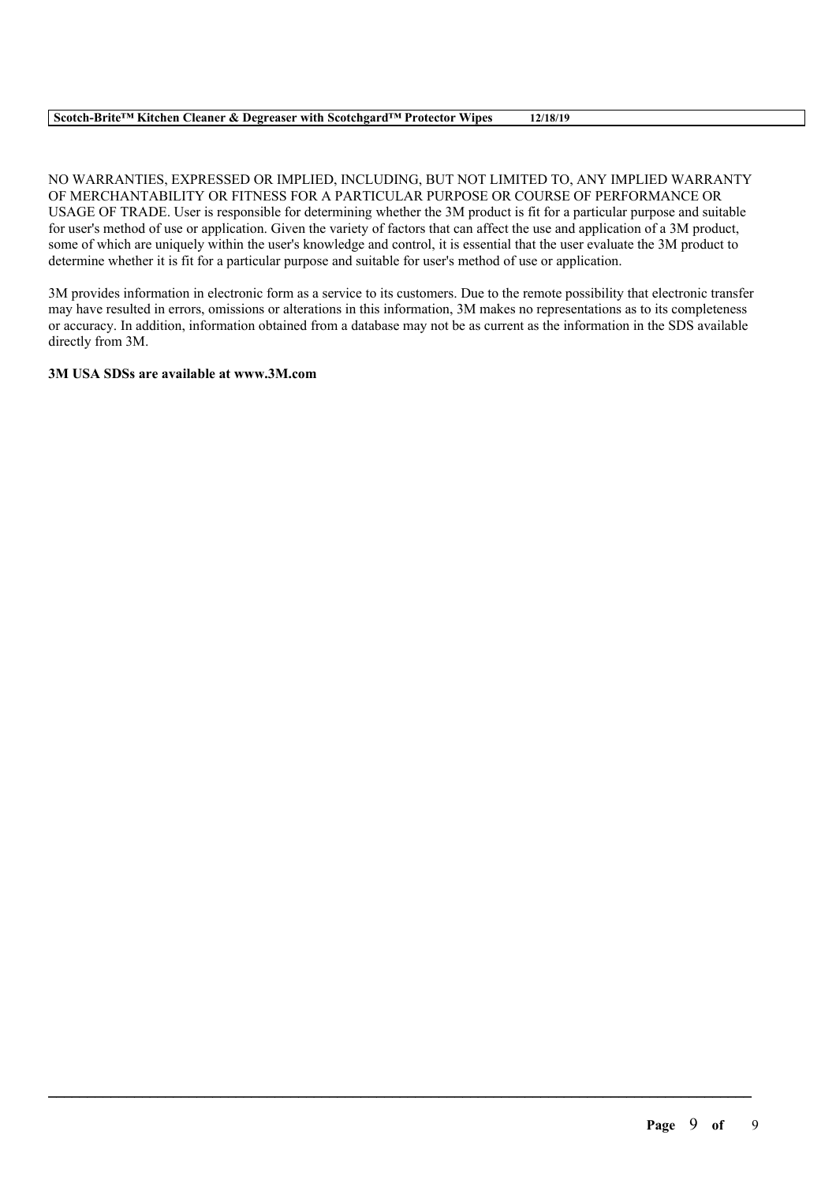NO WARRANTIES, EXPRESSED OR IMPLIED, INCLUDING, BUT NOT LIMITED TO, ANY IMPLIED WARRANTY OF MERCHANTABILITY OR FITNESS FOR A PARTICULAR PURPOSE OR COURSE OF PERFORMANCE OR USAGE OF TRADE. User is responsible for determining whether the 3M product is fit for a particular purpose and suitable for user's method of use or application. Given the variety of factors that can affect the use and application of a 3M product, some of which are uniquely within the user's knowledge and control, it is essential that the user evaluate the 3M product to determine whether it is fit for a particular purpose and suitable for user's method of use or application.

3M provides information in electronic form as a service to its customers. Due to the remote possibility that electronic transfer may have resulted in errors, omissions or alterations in this information, 3M makes no representations as to its completeness or accuracy. In addition, information obtained from a database may not be as current as the information in the SDS available directly from 3M.

**3M USA SDSs are available at www.3M.com**